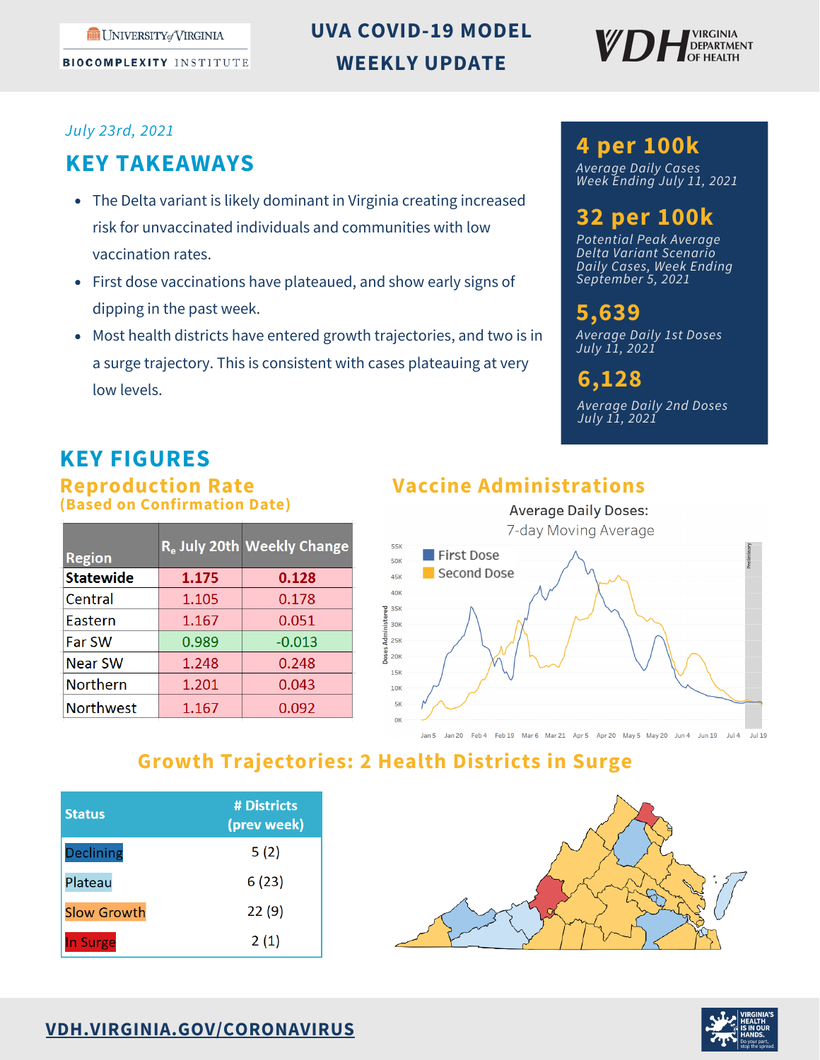# UVA COVID-19 MODEL WEEKLY UPDATE

University of Virginia Biocomplexity Institute | VDH Virginia Department of Health

*July 23rd, 2021*

## KEY TAKEAWAYS

- The Delta variant is likely dominant in Virginia creating increased risk for unvaccinated individuals and communities with low vaccination rates.
- First dose vaccinations have plateaued, and show early signs of dipping in the past week.
- Most health districts have entered growth trajectories, and two is in a surge trajectory. This is consistent with cases plateauing at very low levels.

**4 per 100k**
*Average Daily Cases Week Ending July 11, 2021*

**32 per 100k**
*Potential Peak Average Delta Variant Scenario Daily Cases, Week Ending September 5, 2021*

**5,639**
*Average Daily 1st Doses July 11, 2021*

**6,128**
*Average Daily 2nd Doses July 11, 2021*

## KEY FIGURES

### Reproduction Rate
**(Based on Confirmation Date)**

| Region | $R_e$ July 20th | Weekly Change |
|---|---|---|
| **Statewide** | **1.175** | **0.128** |
| Central | 1.105 | 0.178 |
| Eastern | 1.167 | 0.051 |
| Far SW | 0.989 | -0.013 |
| Near SW | 1.248 | 0.248 |
| Northern | 1.201 | 0.043 |
| Northwest | 1.167 | 0.092 |

### Vaccine Administrations

Average Daily Doses: 7-day Moving Average

### Growth Trajectories: 2 Health Districts in Surge

| Status | # Districts (prev week) |
|---|---|
| Declining | 5 (2) |
| Plateau | 6 (23) |
| Slow Growth | 22 (9) |
| In Surge | 2 (1) |

VDH.VIRGINIA.GOV/CORONAVIRUS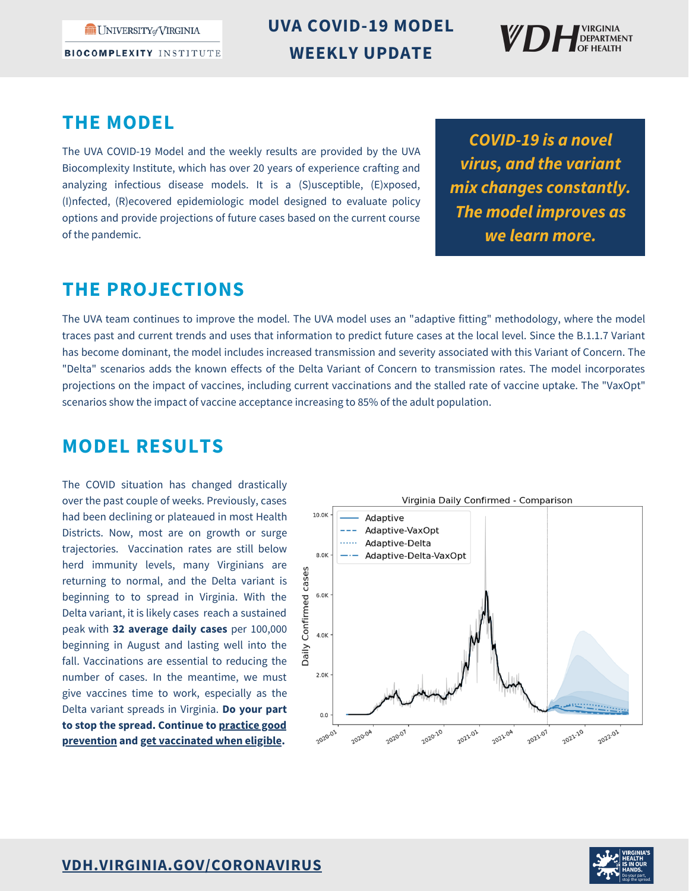UNIVERSITY of VIRGINIA
BIOCOMPLEXITY INSTITUTE

# UVA COVID-19 MODEL WEEKLY UPDATE

VDH VIRGINIA DEPARTMENT OF HEALTH

## THE MODEL

The UVA COVID-19 Model and the weekly results are provided by the UVA Biocomplexity Institute, which has over 20 years of experience crafting and analyzing infectious disease models. It is a (S)usceptible, (E)xposed, (I)nfected, (R)ecovered epidemiologic model designed to evaluate policy options and provide projections of future cases based on the current course of the pandemic.

***COVID-19 is a novel virus, and the variant mix changes constantly. The model improves as we learn more.***

## THE PROJECTIONS

The UVA team continues to improve the model. The UVA model uses an "adaptive fitting" methodology, where the model traces past and current trends and uses that information to predict future cases at the local level. Since the B.1.1.7 Variant has become dominant, the model includes increased transmission and severity associated with this Variant of Concern. The "Delta" scenarios adds the known effects of the Delta Variant of Concern to transmission rates. The model incorporates projections on the impact of vaccines, including current vaccinations and the stalled rate of vaccine uptake. The "VaxOpt" scenarios show the impact of vaccine acceptance increasing to 85% of the adult population.

## MODEL RESULTS

The COVID situation has changed drastically over the past couple of weeks. Previously, cases had been declining or plateaued in most Health Districts. Now, most are on growth or surge trajectories. Vaccination rates are still below herd immunity levels, many Virginians are returning to normal, and the Delta variant is beginning to to spread in Virginia. With the Delta variant, it is likely cases reach a sustained peak with **32 average daily cases** per 100,000 beginning in August and lasting well into the fall. Vaccinations are essential to reducing the number of cases. In the meantime, we must give vaccines time to work, especially as the Delta variant spreads in Virginia. **Do your part to stop the spread. Continue to practice good prevention and get vaccinated when eligible.**

Virginia Daily Confirmed - Comparison

Adaptive
Adaptive-VaxOpt
Adaptive-Delta
Adaptive-Delta-VaxOpt

Daily Confirmed cases

0.0
2.0K
4.0K
6.0K
8.0K
10.0K

2020-01
2020-04
2020-07
2020-10
2021-01
2021-04
2021-07
2021-10
2022-01

VDH.VIRGINIA.GOV/CORONAVIRUS

VIRGINIA'S HEALTH IS IN OUR HANDS. Do your part, stop the spread.